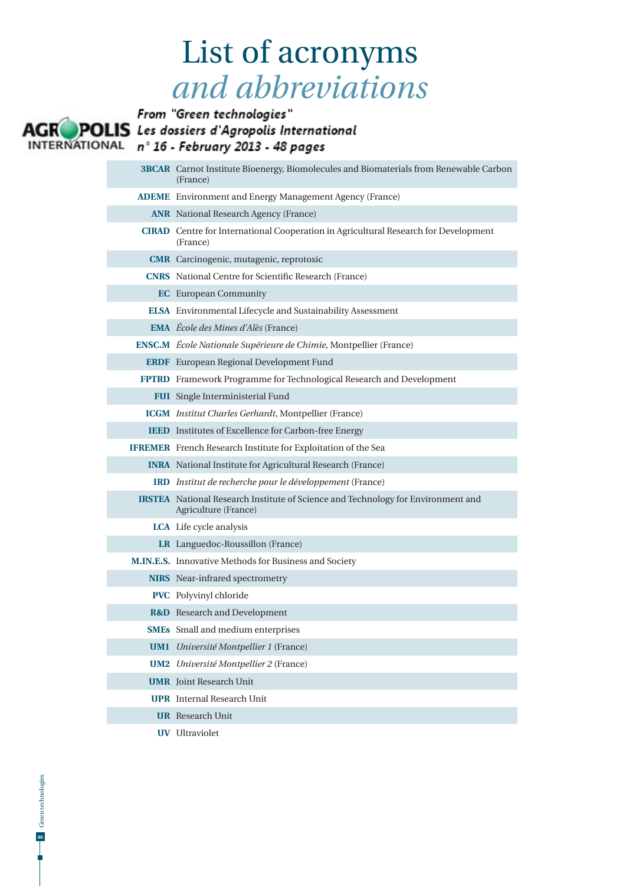# List of acronyms *and abbreviations*

From "Green technologies"
Les dossiers d'Agropolis International
n° 16 - February 2013 - 48 pages

| | |
|---|---|
| **3BCAR** | Carnot Institute Bioenergy, Biomolecules and Biomaterials from Renewable Carbon (France) |
| **ADEME** | Environment and Energy Management Agency (France) |
| **ANR** | National Research Agency (France) |
| **CIRAD** | Centre for International Cooperation in Agricultural Research for Development (France) |
| **CMR** | Carcinogenic, mutagenic, reprotoxic |
| **CNRS** | National Centre for Scientific Research (France) |
| **EC** | European Community |
| **ELSA** | Environmental Lifecycle and Sustainability Assessment |
| **EMA** | *École des Mines d'Alès* (France) |
| **ENSC.M** | *École Nationale Supérieure de Chimie*, Montpellier (France) |
| **ERDF** | European Regional Development Fund |
| **FPTRD** | Framework Programme for Technological Research and Development |
| **FUI** | Single Interministerial Fund |
| **ICGM** | *Institut Charles Gerhardt*, Montpellier (France) |
| **IEED** | Institutes of Excellence for Carbon-free Energy |
| **IFREMER** | French Research Institute for Exploitation of the Sea |
| **INRA** | National Institute for Agricultural Research (France) |
| **IRD** | *Institut de recherche pour le développement* (France) |
| **IRSTEA** | National Research Institute of Science and Technology for Environment and Agriculture (France) |
| **LCA** | Life cycle analysis |
| **LR** | Languedoc-Roussillon (France) |
| **M.IN.E.S.** | Innovative Methods for Business and Society |
| **NIRS** | Near-infrared spectrometry |
| **PVC** | Polyvinyl chloride |
| **R&D** | Research and Development |
| **SMEs** | Small and medium enterprises |
| **UM1** | *Université Montpellier 1* (France) |
| **UM2** | *Université Montpellier 2* (France) |
| **UMR** | Joint Research Unit |
| **UPR** | Internal Research Unit |
| **UR** | Research Unit |
| **UV** | Ultraviolet |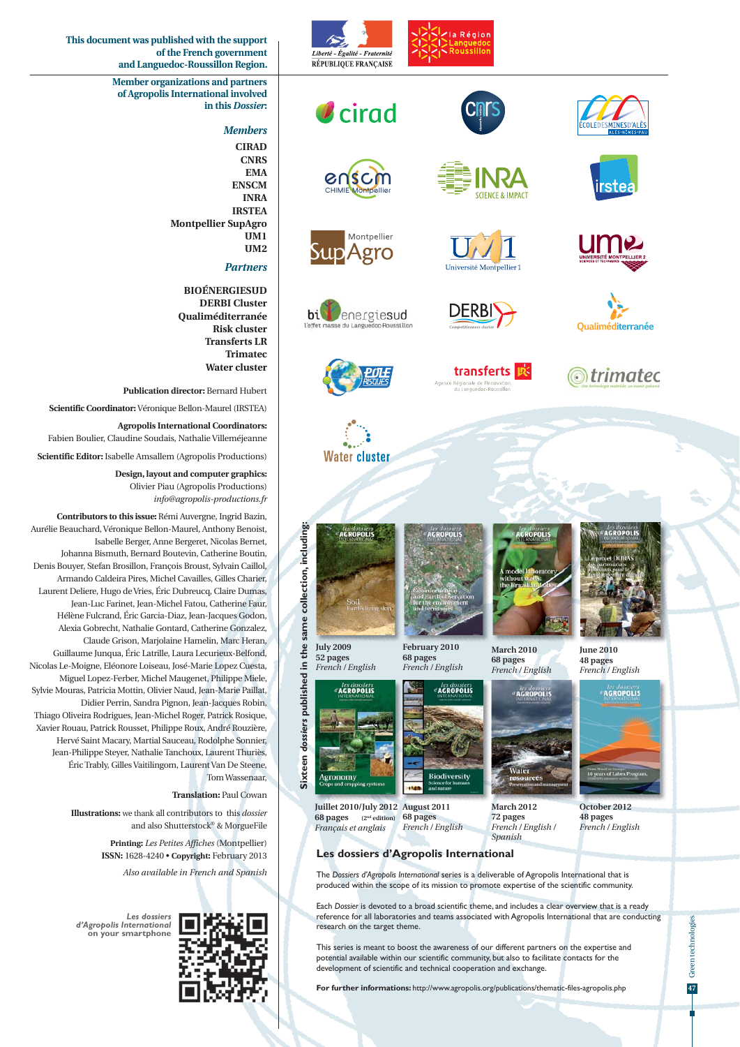**This document was published with the support of the French government and Languedoc-Roussillon Region.**

**Member organizations and partners of Agropolis International involved in this *Dossier*:**

***Members***

**CIRAD**
**CNRS**
**EMA**
**ENSCM**
**INRA**
**IRSTEA**
**Montpellier SupAgro**
**UM1**
**UM2**

***Partners***

**BIOÉNERGIESUD**
**DERBI Cluster**
**Qualiméditerranée**
**Risk cluster**
**Transferts LR**
**Trimatec**
**Water cluster**

**Publication director:** Bernard Hubert

**Scientific Coordinator:** Véronique Bellon-Maurel (IRSTEA)

**Agropolis International Coordinators:** Fabien Boulier, Claudine Soudais, Nathalie Villeméjeanne

**Scientific Editor:** Isabelle Amsallem (Agropolis Productions)

**Design, layout and computer graphics:** Olivier Piau (Agropolis Productions) *info@agropolis-productions.fr*

**Contributors to this issue:** Rémi Auvergne, Ingrid Bazin, Aurélie Beauchard, Véronique Bellon-Maurel, Anthony Benoist, Isabelle Berger, Anne Bergeret, Nicolas Bernet, Johanna Bismuth, Bernard Boutevin, Catherine Boutin, Denis Bouyer, Stefan Brosillon, François Broust, Sylvain Caillol, Armando Caldeira Pires, Michel Cavailles, Gilles Charier, Laurent Deliere, Hugo de Vries, Éric Dubreucq, Claire Dumas, Jean-Luc Farinet, Jean-Michel Fatou, Catherine Faur, Hélène Fulcrand, Éric Garcia-Diaz, Jean-Jacques Godon, Alexia Gobrecht, Nathalie Gontard, Catherine Gonzalez, Claude Grison, Marjolaine Hamelin, Marc Heran, Guillaume Junqua, Éric Latrille, Laura Lecurieux-Belfond, Nicolas Le-Moigne, Eléonore Loiseau, José-Marie Lopez Cuesta, Miguel Lopez-Ferber, Michel Maugenet, Philippe Miele, Sylvie Mouras, Patricia Mottin, Olivier Naud, Jean-Marie Paillat, Didier Perrin, Sandra Pignon, Jean-Jacques Robin, Thiago Oliveira Rodrigues, Jean-Michel Roger, Patrick Rosique, Xavier Rouau, Patrick Rousset, Philippe Roux, André Rouzière, Hervé Saint Macary, Martial Sauceau, Rodolphe Sonnier, Jean-Philippe Steyer, Nathalie Tanchoux, Laurent Thuriès, Éric Trably, Gilles Vaitilingom, Laurent Van De Steene, Tom Wassenaar.

**Translation:** Paul Cowan

**Illustrations:** we thank all contributors to this *dossier* and also Shutterstock® & MorgueFile

**Printing:** *Les Petites Affiches* (Montpellier)
**ISSN:** 1628-4240 • **Copyright:** February 2013

*Also available in French and Spanish*

***Les dossiers d'Agropolis International* on your smartphone**

**Sixteen *dossiers* published in the same collection, including:**

**July 2009**
**52 pages**
*French / English*

**February 2010**
**68 pages**
*French / English*

**March 2010**
**68 pages**
*French / English*

**June 2010**
**48 pages**
*French / English*

**Juillet 2010/July 2012**
**68 pages** (2nd edition)
*Français et anglais*

**August 2011**
**68 pages**
*French / English*

**March 2012**
**72 pages**
*French / English / Spanish*

**October 2012**
**48 pages**
*French / English*

## Les dossiers d'Agropolis International

The *Dossiers d'Agropolis International* series is a deliverable of Agropolis International that is produced within the scope of its mission to promote expertise of the scientific community.

Each *Dossier* is devoted to a broad scientific theme, and includes a clear overview that is a ready reference for all laboratories and teams associated with Agropolis International that are conducting research on the target theme.

This series is meant to boost the awareness of our different partners on the expertise and potential available within our scientific community, but also to facilitate contacts for the development of scientific and technical cooperation and exchange.

**For further informations:** http://www.agropolis.org/publications/thematic-files-agropolis.php